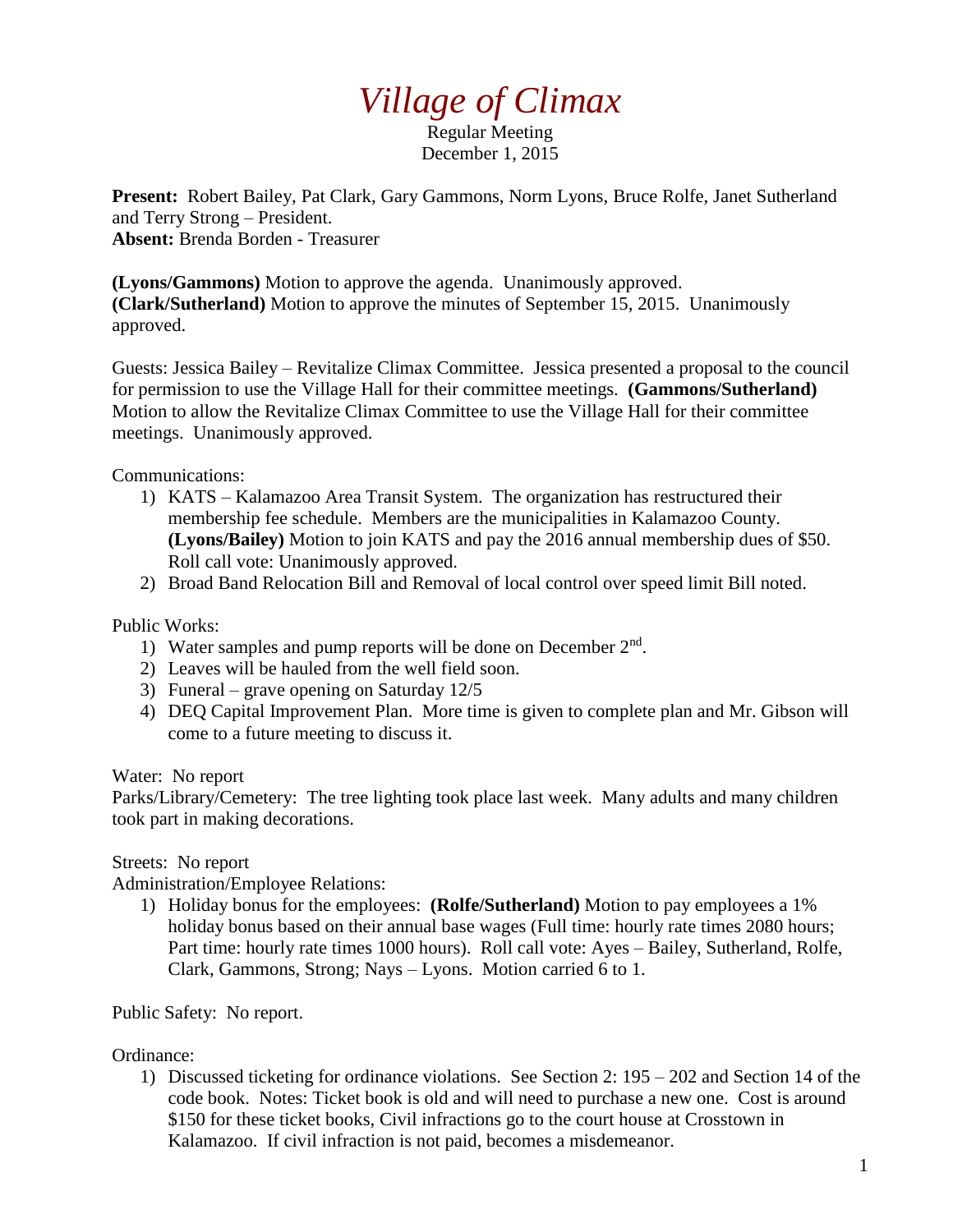# *Village of Climax*

Regular Meeting
December 1, 2015

**Present:** Robert Bailey, Pat Clark, Gary Gammons, Norm Lyons, Bruce Rolfe, Janet Sutherland and Terry Strong – President.
**Absent:** Brenda Borden - Treasurer

**(Lyons/Gammons)** Motion to approve the agenda. Unanimously approved.
**(Clark/Sutherland)** Motion to approve the minutes of September 15, 2015. Unanimously approved.

Guests: Jessica Bailey – Revitalize Climax Committee. Jessica presented a proposal to the council for permission to use the Village Hall for their committee meetings. **(Gammons/Sutherland)** Motion to allow the Revitalize Climax Committee to use the Village Hall for their committee meetings. Unanimously approved.

Communications:

1) KATS – Kalamazoo Area Transit System. The organization has restructured their membership fee schedule. Members are the municipalities in Kalamazoo County. **(Lyons/Bailey)** Motion to join KATS and pay the 2016 annual membership dues of $50. Roll call vote: Unanimously approved.
2) Broad Band Relocation Bill and Removal of local control over speed limit Bill noted.

Public Works:

1) Water samples and pump reports will be done on December 2nd.
2) Leaves will be hauled from the well field soon.
3) Funeral – grave opening on Saturday 12/5
4) DEQ Capital Improvement Plan. More time is given to complete plan and Mr. Gibson will come to a future meeting to discuss it.

Water: No report
Parks/Library/Cemetery: The tree lighting took place last week. Many adults and many children took part in making decorations.

Streets: No report
Administration/Employee Relations:

1) Holiday bonus for the employees: **(Rolfe/Sutherland)** Motion to pay employees a 1% holiday bonus based on their annual base wages (Full time: hourly rate times 2080 hours; Part time: hourly rate times 1000 hours). Roll call vote: Ayes – Bailey, Sutherland, Rolfe, Clark, Gammons, Strong; Nays – Lyons. Motion carried 6 to 1.

Public Safety: No report.

Ordinance:

1) Discussed ticketing for ordinance violations. See Section 2: 195 – 202 and Section 14 of the code book. Notes: Ticket book is old and will need to purchase a new one. Cost is around $150 for these ticket books, Civil infractions go to the court house at Crosstown in Kalamazoo. If civil infraction is not paid, becomes a misdemeanor.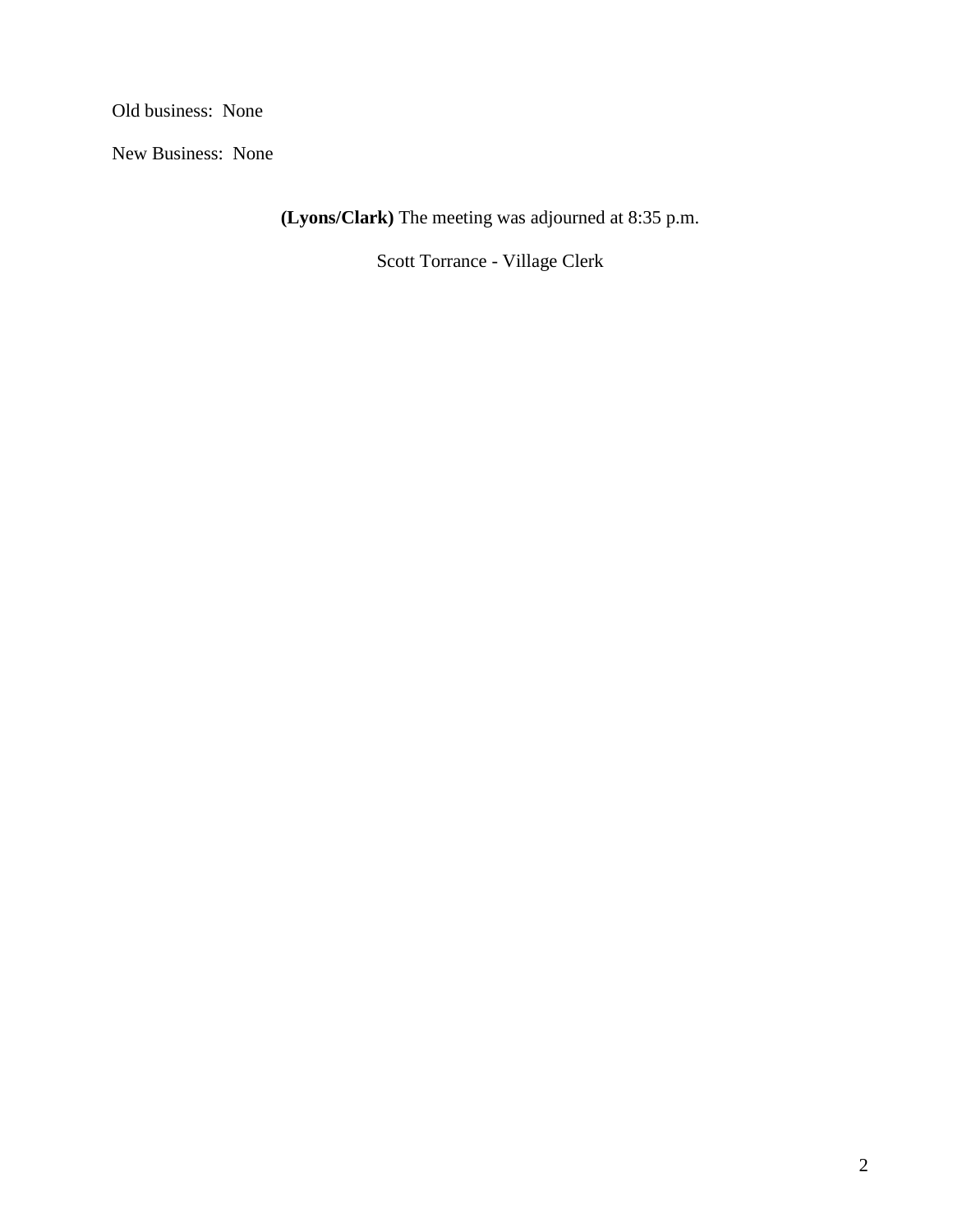Old business:  None

New Business:  None

**(Lyons/Clark)** The meeting was adjourned at 8:35 p.m.

Scott Torrance - Village Clerk